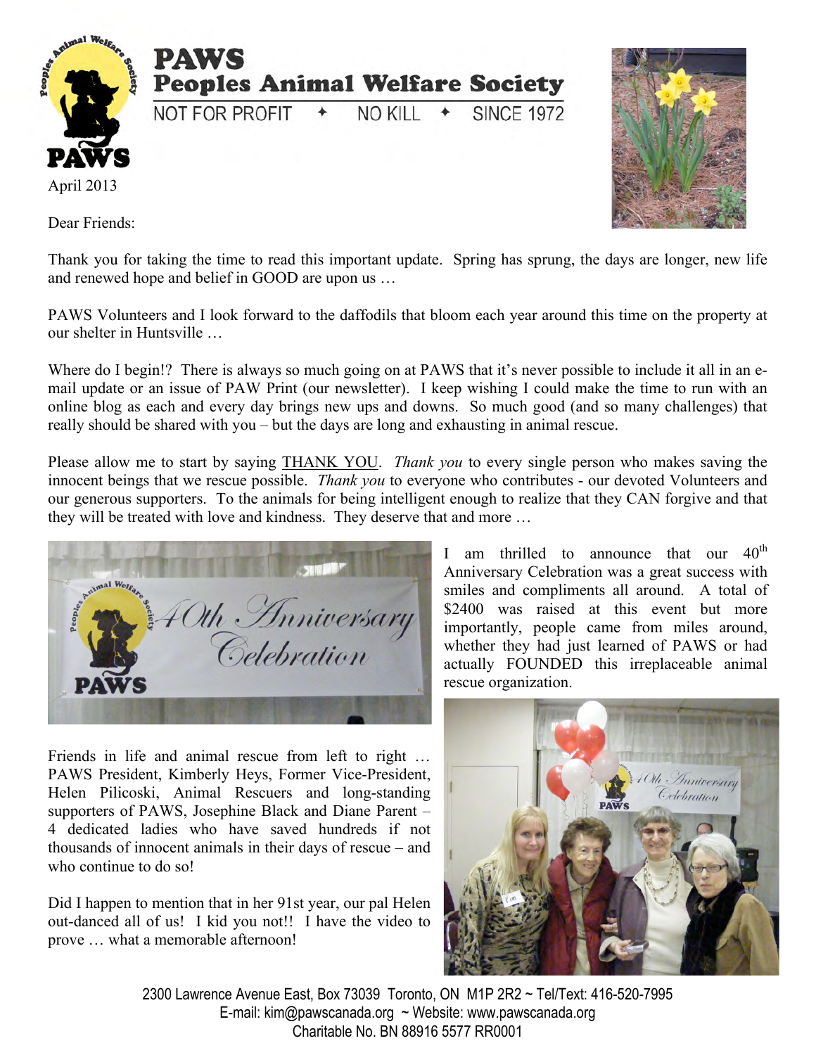# PAWS

## Peoples Animal Welfare Society

NOT FOR PROFIT ✦ NO KILL ✦ SINCE 1972

April 2013

Dear Friends:

Thank you for taking the time to read this important update. Spring has sprung, the days are longer, new life and renewed hope and belief in GOOD are upon us …

PAWS Volunteers and I look forward to the daffodils that bloom each year around this time on the property at our shelter in Huntsville …

Where do I begin!? There is always so much going on at PAWS that it's never possible to include it all in an e-mail update or an issue of PAW Print (our newsletter). I keep wishing I could make the time to run with an online blog as each and every day brings new ups and downs. So much good (and so many challenges) that really should be shared with you – but the days are long and exhausting in animal rescue.

Please allow me to start by saying THANK YOU. *Thank you* to every single person who makes saving the innocent beings that we rescue possible. *Thank you* to everyone who contributes - our devoted Volunteers and our generous supporters. To the animals for being intelligent enough to realize that they CAN forgive and that they will be treated with love and kindness. They deserve that and more …

I am thrilled to announce that our 40th Anniversary Celebration was a great success with smiles and compliments all around. A total of $2400 was raised at this event but more importantly, people came from miles around, whether they had just learned of PAWS or had actually FOUNDED this irreplaceable animal rescue organization.

Friends in life and animal rescue from left to right … PAWS President, Kimberly Heys, Former Vice-President, Helen Pilicoski, Animal Rescuers and long-standing supporters of PAWS, Josephine Black and Diane Parent – 4 dedicated ladies who have saved hundreds if not thousands of innocent animals in their days of rescue – and who continue to do so!

Did I happen to mention that in her 91st year, our pal Helen out-danced all of us! I kid you not!! I have the video to prove … what a memorable afternoon!

2300 Lawrence Avenue East, Box 73039 Toronto, ON M1P 2R2 ~ Tel/Text: 416-520-7995
E-mail: kim@pawscanada.org ~ Website: www.pawscanada.org
Charitable No. BN 88916 5577 RR0001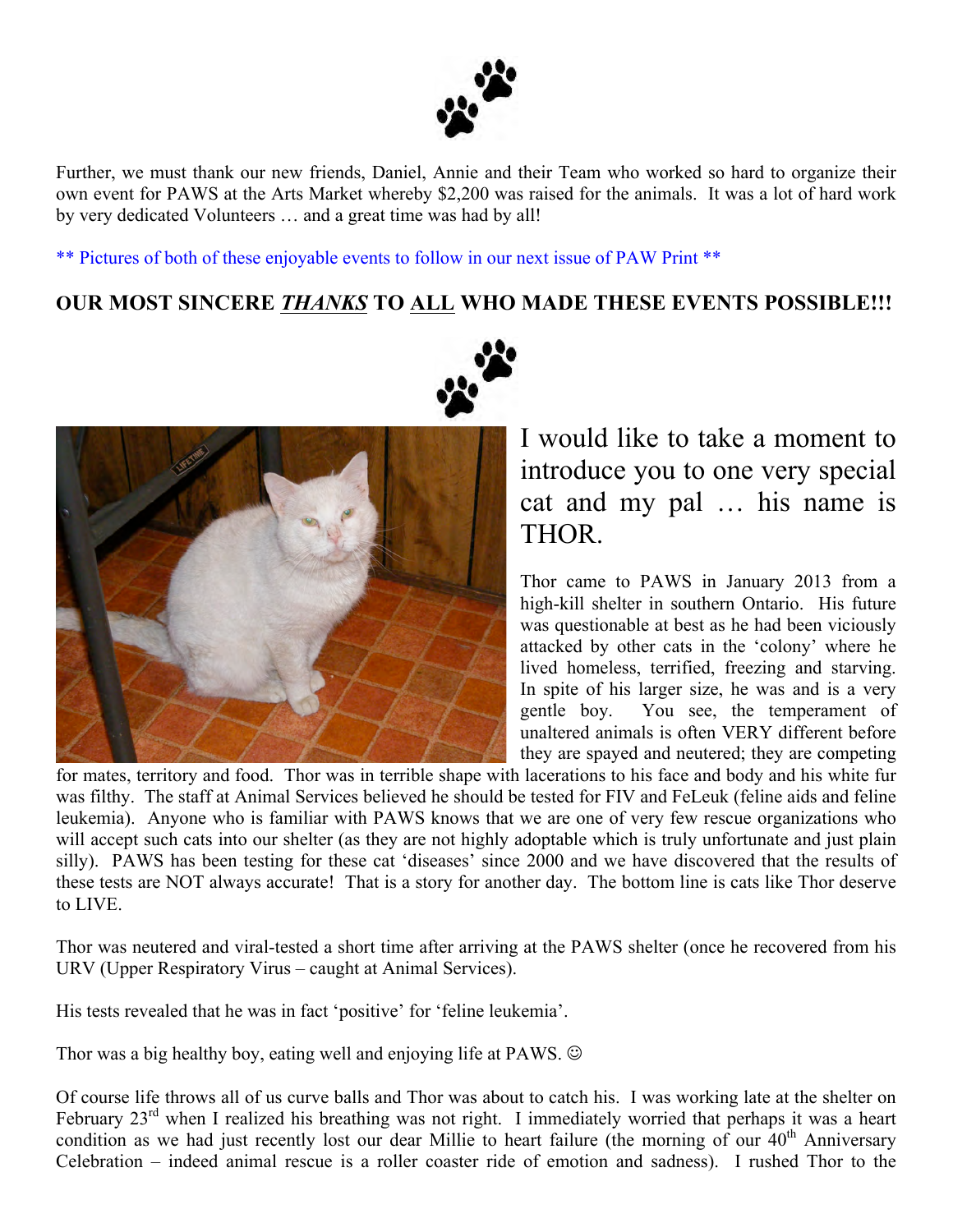Further, we must thank our new friends, Daniel, Annie and their Team who worked so hard to organize their own event for PAWS at the Arts Market whereby $2,200 was raised for the animals. It was a lot of hard work by very dedicated Volunteers … and a great time was had by all!

** Pictures of both of these enjoyable events to follow in our next issue of PAW Print **

**OUR MOST SINCERE *THANKS* TO ALL WHO MADE THESE EVENTS POSSIBLE!!!**

I would like to take a moment to introduce you to one very special cat and my pal … his name is THOR.

Thor came to PAWS in January 2013 from a high-kill shelter in southern Ontario. His future was questionable at best as he had been viciously attacked by other cats in the 'colony' where he lived homeless, terrified, freezing and starving. In spite of his larger size, he was and is a very gentle boy. You see, the temperament of unaltered animals is often VERY different before they are spayed and neutered; they are competing for mates, territory and food. Thor was in terrible shape with lacerations to his face and body and his white fur was filthy. The staff at Animal Services believed he should be tested for FIV and FeLeuk (feline aids and feline leukemia). Anyone who is familiar with PAWS knows that we are one of very few rescue organizations who will accept such cats into our shelter (as they are not highly adoptable which is truly unfortunate and just plain silly). PAWS has been testing for these cat 'diseases' since 2000 and we have discovered that the results of these tests are NOT always accurate! That is a story for another day. The bottom line is cats like Thor deserve to LIVE.

Thor was neutered and viral-tested a short time after arriving at the PAWS shelter (once he recovered from his URV (Upper Respiratory Virus – caught at Animal Services).

His tests revealed that he was in fact 'positive' for 'feline leukemia'.

Thor was a big healthy boy, eating well and enjoying life at PAWS. ☺

Of course life throws all of us curve balls and Thor was about to catch his. I was working late at the shelter on February 23rd when I realized his breathing was not right. I immediately worried that perhaps it was a heart condition as we had just recently lost our dear Millie to heart failure (the morning of our 40th Anniversary Celebration – indeed animal rescue is a roller coaster ride of emotion and sadness). I rushed Thor to the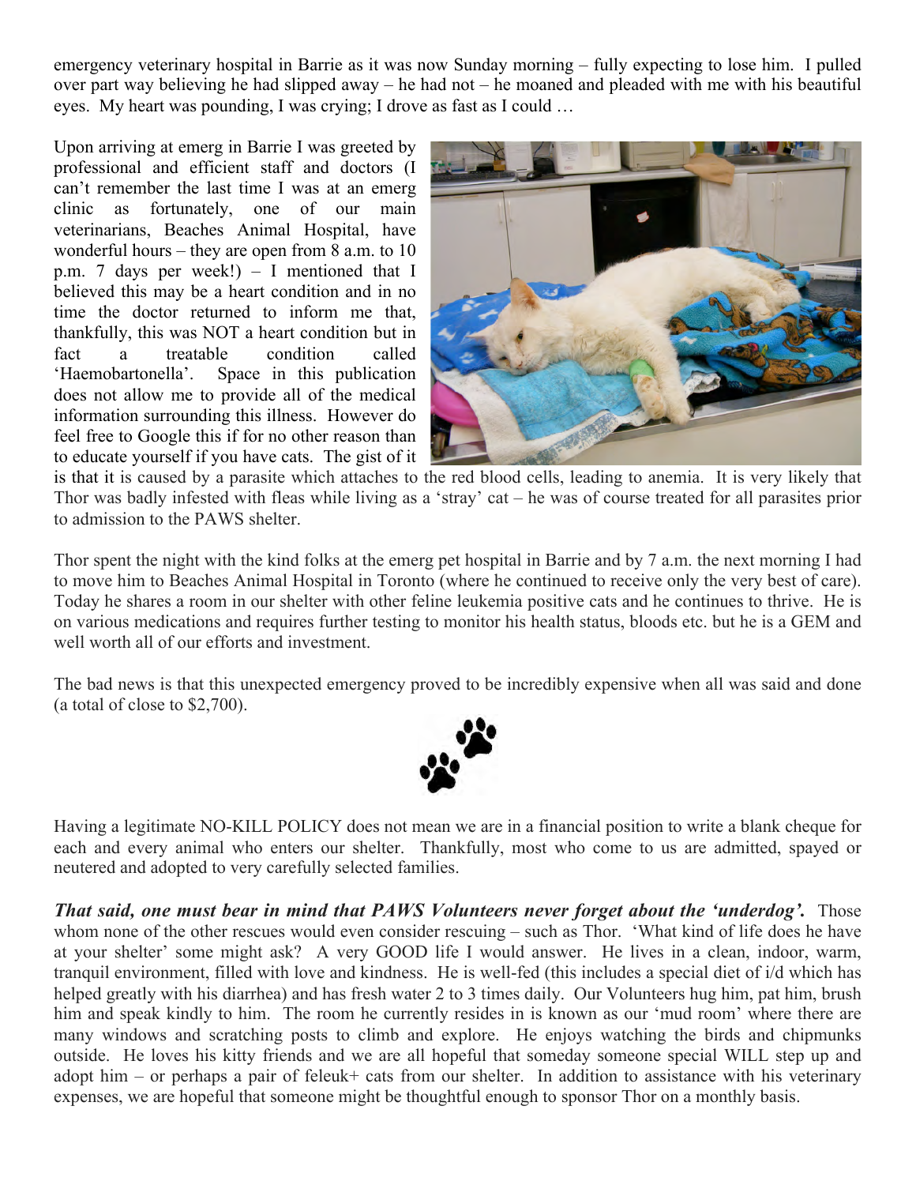emergency veterinary hospital in Barrie as it was now Sunday morning – fully expecting to lose him. I pulled over part way believing he had slipped away – he had not – he moaned and pleaded with me with his beautiful eyes. My heart was pounding, I was crying; I drove as fast as I could …

Upon arriving at emerg in Barrie I was greeted by professional and efficient staff and doctors (I can't remember the last time I was at an emerg clinic as fortunately, one of our main veterinarians, Beaches Animal Hospital, have wonderful hours – they are open from 8 a.m. to 10 p.m. 7 days per week!) – I mentioned that I believed this may be a heart condition and in no time the doctor returned to inform me that, thankfully, this was NOT a heart condition but in fact a treatable condition called 'Haemobartonella'. Space in this publication does not allow me to provide all of the medical information surrounding this illness. However do feel free to Google this if for no other reason than to educate yourself if you have cats. The gist of it is that it is caused by a parasite which attaches to the red blood cells, leading to anemia. It is very likely that Thor was badly infested with fleas while living as a 'stray' cat – he was of course treated for all parasites prior to admission to the PAWS shelter.

Thor spent the night with the kind folks at the emerg pet hospital in Barrie and by 7 a.m. the next morning I had to move him to Beaches Animal Hospital in Toronto (where he continued to receive only the very best of care). Today he shares a room in our shelter with other feline leukemia positive cats and he continues to thrive. He is on various medications and requires further testing to monitor his health status, bloods etc. but he is a GEM and well worth all of our efforts and investment.

The bad news is that this unexpected emergency proved to be incredibly expensive when all was said and done (a total of close to $2,700).

Having a legitimate NO-KILL POLICY does not mean we are in a financial position to write a blank cheque for each and every animal who enters our shelter. Thankfully, most who come to us are admitted, spayed or neutered and adopted to very carefully selected families.

***That said, one must bear in mind that PAWS Volunteers never forget about the 'underdog'.*** Those whom none of the other rescues would even consider rescuing – such as Thor. 'What kind of life does he have at your shelter' some might ask? A very GOOD life I would answer. He lives in a clean, indoor, warm, tranquil environment, filled with love and kindness. He is well-fed (this includes a special diet of i/d which has helped greatly with his diarrhea) and has fresh water 2 to 3 times daily. Our Volunteers hug him, pat him, brush him and speak kindly to him. The room he currently resides in is known as our 'mud room' where there are many windows and scratching posts to climb and explore. He enjoys watching the birds and chipmunks outside. He loves his kitty friends and we are all hopeful that someday someone special WILL step up and adopt him – or perhaps a pair of feleuk+ cats from our shelter. In addition to assistance with his veterinary expenses, we are hopeful that someone might be thoughtful enough to sponsor Thor on a monthly basis.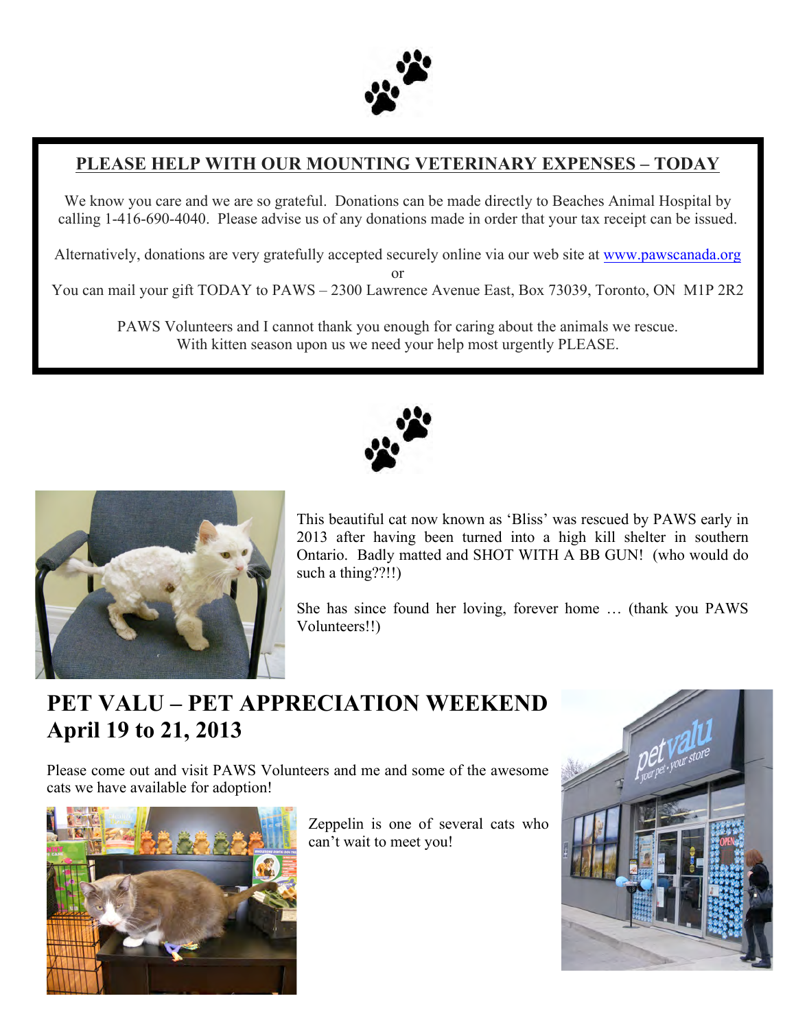## PLEASE HELP WITH OUR MOUNTING VETERINARY EXPENSES – TODAY

We know you care and we are so grateful. Donations can be made directly to Beaches Animal Hospital by calling 1-416-690-4040. Please advise us of any donations made in order that your tax receipt can be issued.

Alternatively, donations are very gratefully accepted securely online via our web site at www.pawscanada.org

or

You can mail your gift TODAY to PAWS – 2300 Lawrence Avenue East, Box 73039, Toronto, ON M1P 2R2

PAWS Volunteers and I cannot thank you enough for caring about the animals we rescue.
With kitten season upon us we need your help most urgently PLEASE.

This beautiful cat now known as 'Bliss' was rescued by PAWS early in 2013 after having been turned into a high kill shelter in southern Ontario. Badly matted and SHOT WITH A BB GUN! (who would do such a thing??!!)

She has since found her loving, forever home … (thank you PAWS Volunteers!!)

# PET VALU – PET APPRECIATION WEEKEND April 19 to 21, 2013

Please come out and visit PAWS Volunteers and me and some of the awesome cats we have available for adoption!

Zeppelin is one of several cats who can't wait to meet you!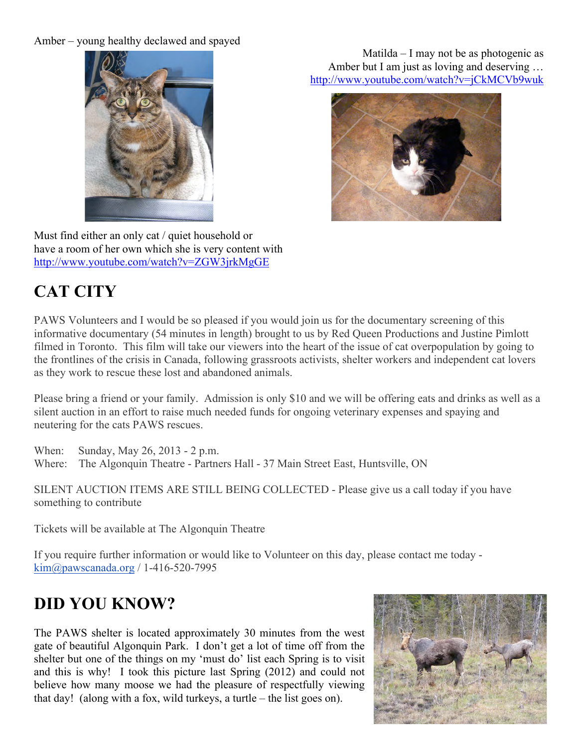Amber – young healthy declawed and spayed

Must find either an only cat / quiet household or have a room of her own which she is very content with http://www.youtube.com/watch?v=ZGW3jrkMgGE

Matilda – I may not be as photogenic as Amber but I am just as loving and deserving … http://www.youtube.com/watch?v=jCkMCVb9wuk

# CAT CITY

PAWS Volunteers and I would be so pleased if you would join us for the documentary screening of this informative documentary (54 minutes in length) brought to us by Red Queen Productions and Justine Pimlott filmed in Toronto. This film will take our viewers into the heart of the issue of cat overpopulation by going to the frontlines of the crisis in Canada, following grassroots activists, shelter workers and independent cat lovers as they work to rescue these lost and abandoned animals.

Please bring a friend or your family. Admission is only $10 and we will be offering eats and drinks as well as a silent auction in an effort to raise much needed funds for ongoing veterinary expenses and spaying and neutering for the cats PAWS rescues.

When: Sunday, May 26, 2013 - 2 p.m.
Where: The Algonquin Theatre - Partners Hall - 37 Main Street East, Huntsville, ON

SILENT AUCTION ITEMS ARE STILL BEING COLLECTED - Please give us a call today if you have something to contribute

Tickets will be available at The Algonquin Theatre

If you require further information or would like to Volunteer on this day, please contact me today - kim@pawscanada.org / 1-416-520-7995

# DID YOU KNOW?

The PAWS shelter is located approximately 30 minutes from the west gate of beautiful Algonquin Park. I don't get a lot of time off from the shelter but one of the things on my 'must do' list each Spring is to visit and this is why! I took this picture last Spring (2012) and could not believe how many moose we had the pleasure of respectfully viewing that day! (along with a fox, wild turkeys, a turtle – the list goes on).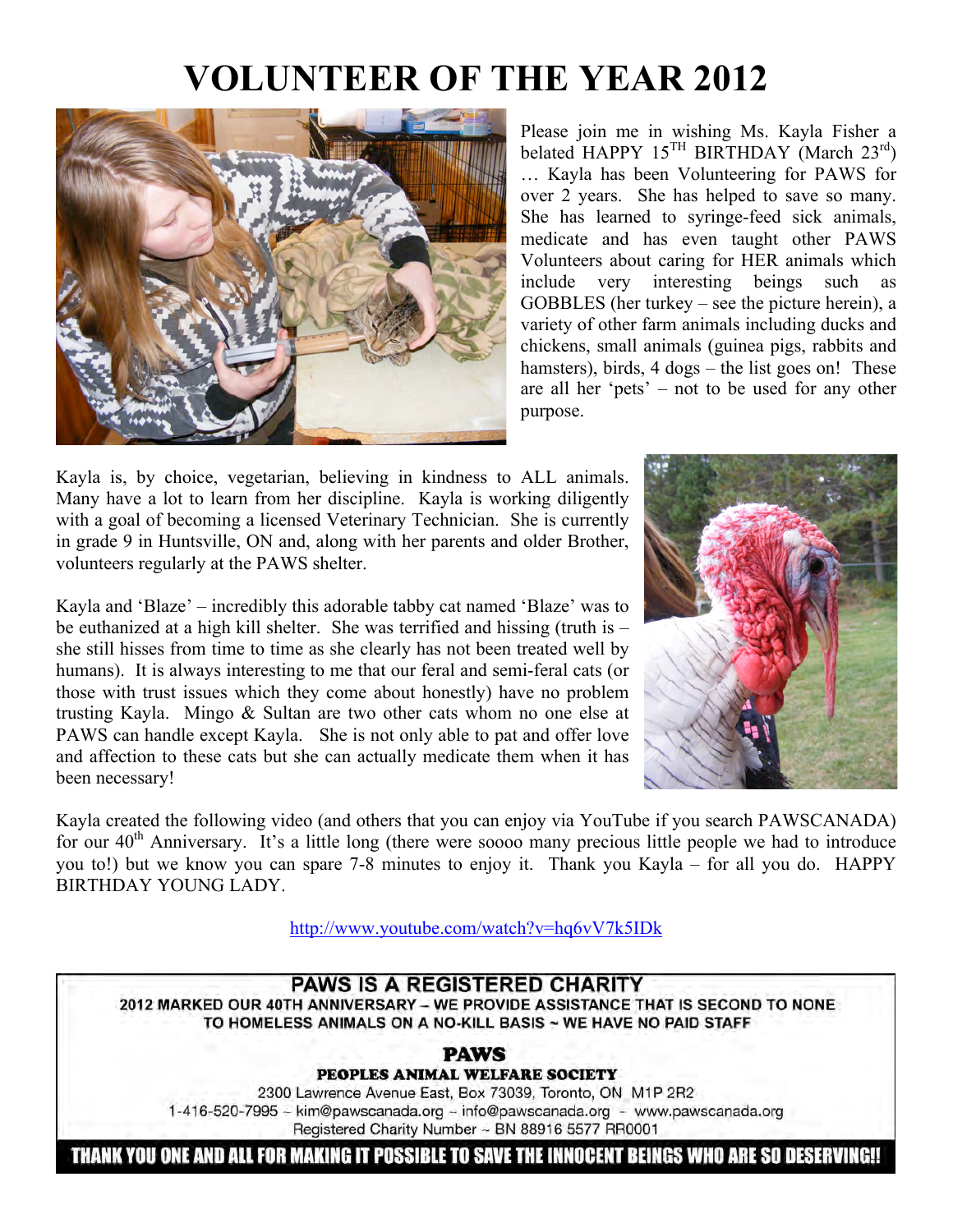# VOLUNTEER OF THE YEAR 2012

Please join me in wishing Ms. Kayla Fisher a belated HAPPY 15$^{TH}$ BIRTHDAY (March 23$^{rd}$) … Kayla has been Volunteering for PAWS for over 2 years. She has helped to save so many. She has learned to syringe-feed sick animals, medicate and has even taught other PAWS Volunteers about caring for HER animals which include very interesting beings such as GOBBLES (her turkey – see the picture herein), a variety of other farm animals including ducks and chickens, small animals (guinea pigs, rabbits and hamsters), birds, 4 dogs – the list goes on! These are all her 'pets' – not to be used for any other purpose.

Kayla is, by choice, vegetarian, believing in kindness to ALL animals. Many have a lot to learn from her discipline. Kayla is working diligently with a goal of becoming a licensed Veterinary Technician. She is currently in grade 9 in Huntsville, ON and, along with her parents and older Brother, volunteers regularly at the PAWS shelter.

Kayla and 'Blaze' – incredibly this adorable tabby cat named 'Blaze' was to be euthanized at a high kill shelter. She was terrified and hissing (truth is – she still hisses from time to time as she clearly has not been treated well by humans). It is always interesting to me that our feral and semi-feral cats (or those with trust issues which they come about honestly) have no problem trusting Kayla. Mingo & Sultan are two other cats whom no one else at PAWS can handle except Kayla. She is not only able to pat and offer love and affection to these cats but she can actually medicate them when it has been necessary!

Kayla created the following video (and others that you can enjoy via YouTube if you search PAWSCANADA) for our 40$^{th}$ Anniversary. It's a little long (there were soooo many precious little people we had to introduce you to!) but we know you can spare 7-8 minutes to enjoy it. Thank you Kayla – for all you do. HAPPY BIRTHDAY YOUNG LADY.

http://www.youtube.com/watch?v=hq6vV7k5IDk

**PAWS IS A REGISTERED CHARITY**

**2012 MARKED OUR 40TH ANNIVERSARY – WE PROVIDE ASSISTANCE THAT IS SECOND TO NONE TO HOMELESS ANIMALS ON A NO-KILL BASIS ~ WE HAVE NO PAID STAFF**

**PAWS**

**PEOPLES ANIMAL WELFARE SOCIETY**

2300 Lawrence Avenue East, Box 73039, Toronto, ON M1P 2R2

1-416-520-7995 ~ kim@pawscanada.org ~ info@pawscanada.org ~ www.pawscanada.org

Registered Charity Number ~ BN 88916 5577 RR0001

**THANK YOU ONE AND ALL FOR MAKING IT POSSIBLE TO SAVE THE INNOCENT BEINGS WHO ARE SO DESERVING!!**